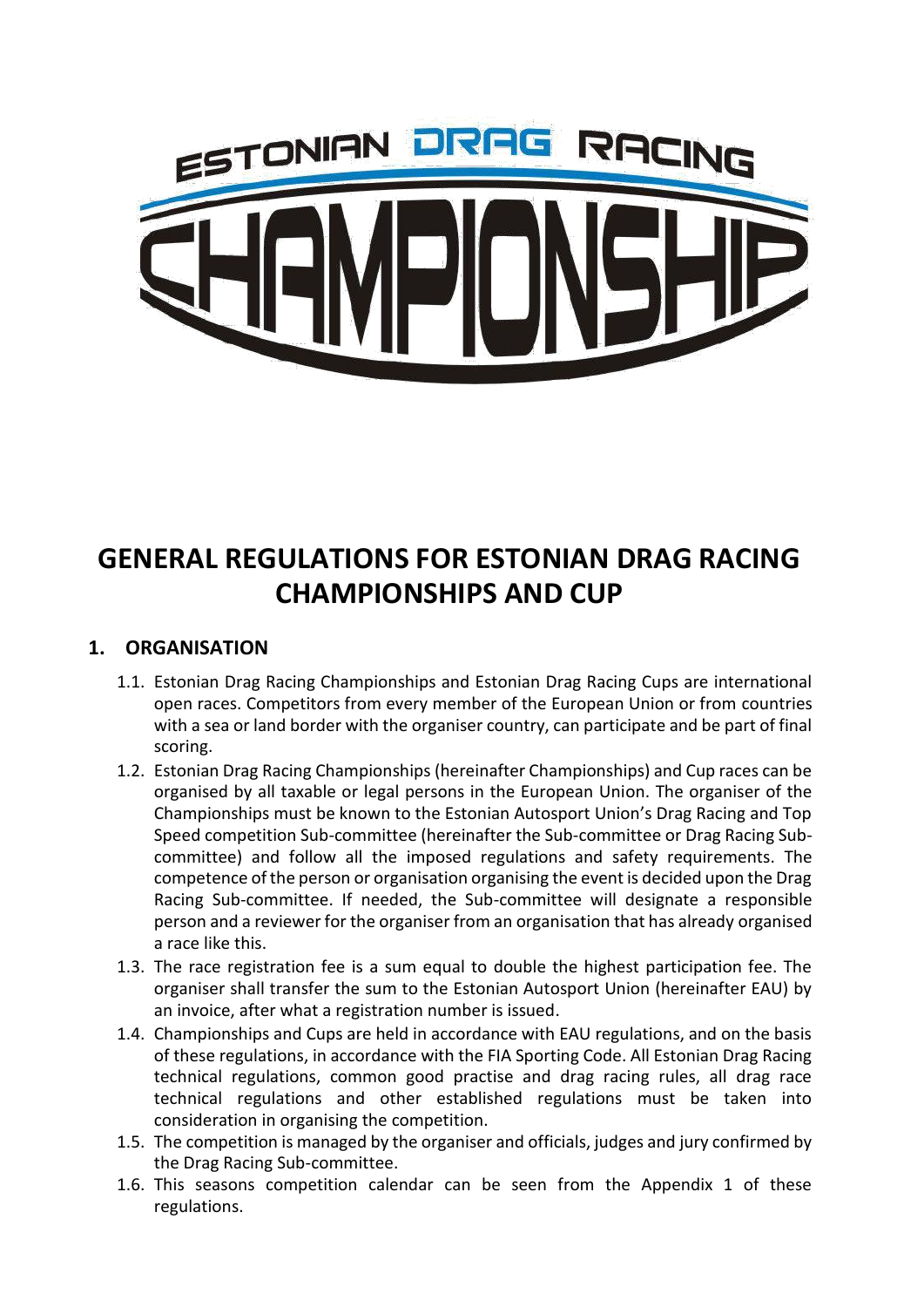# GENERAL REGULATIONS FOR ESTONIAN DRAG RACING CHAMPIONSHIPS AND CUP

## 1. ORGANISATION

1.1. Estonian Drag Racing Championships and Estonian Drag Racing Cups are international open races. Competitors from every member of the European Union or from countries with a sea or land border with the organiser country, can participate and be part of final scoring.

1.2. Estonian Drag Racing Championships (hereinafter Championships) and Cup races can be organised by all taxable or legal persons in the European Union. The organiser of the Championships must be known to the Estonian Autosport Union's Drag Racing and Top Speed competition Sub-committee (hereinafter the Sub-committee or Drag Racing Sub-committee) and follow all the imposed regulations and safety requirements. The competence of the person or organisation organising the event is decided upon the Drag Racing Sub-committee. If needed, the Sub-committee will designate a responsible person and a reviewer for the organiser from an organisation that has already organised a race like this.

1.3. The race registration fee is a sum equal to double the highest participation fee. The organiser shall transfer the sum to the Estonian Autosport Union (hereinafter EAU) by an invoice, after what a registration number is issued.

1.4. Championships and Cups are held in accordance with EAU regulations, and on the basis of these regulations, in accordance with the FIA Sporting Code. All Estonian Drag Racing technical regulations, common good practise and drag racing rules, all drag race technical regulations and other established regulations must be taken into consideration in organising the competition.

1.5. The competition is managed by the organiser and officials, judges and jury confirmed by the Drag Racing Sub-committee.

1.6. This seasons competition calendar can be seen from the Appendix 1 of these regulations.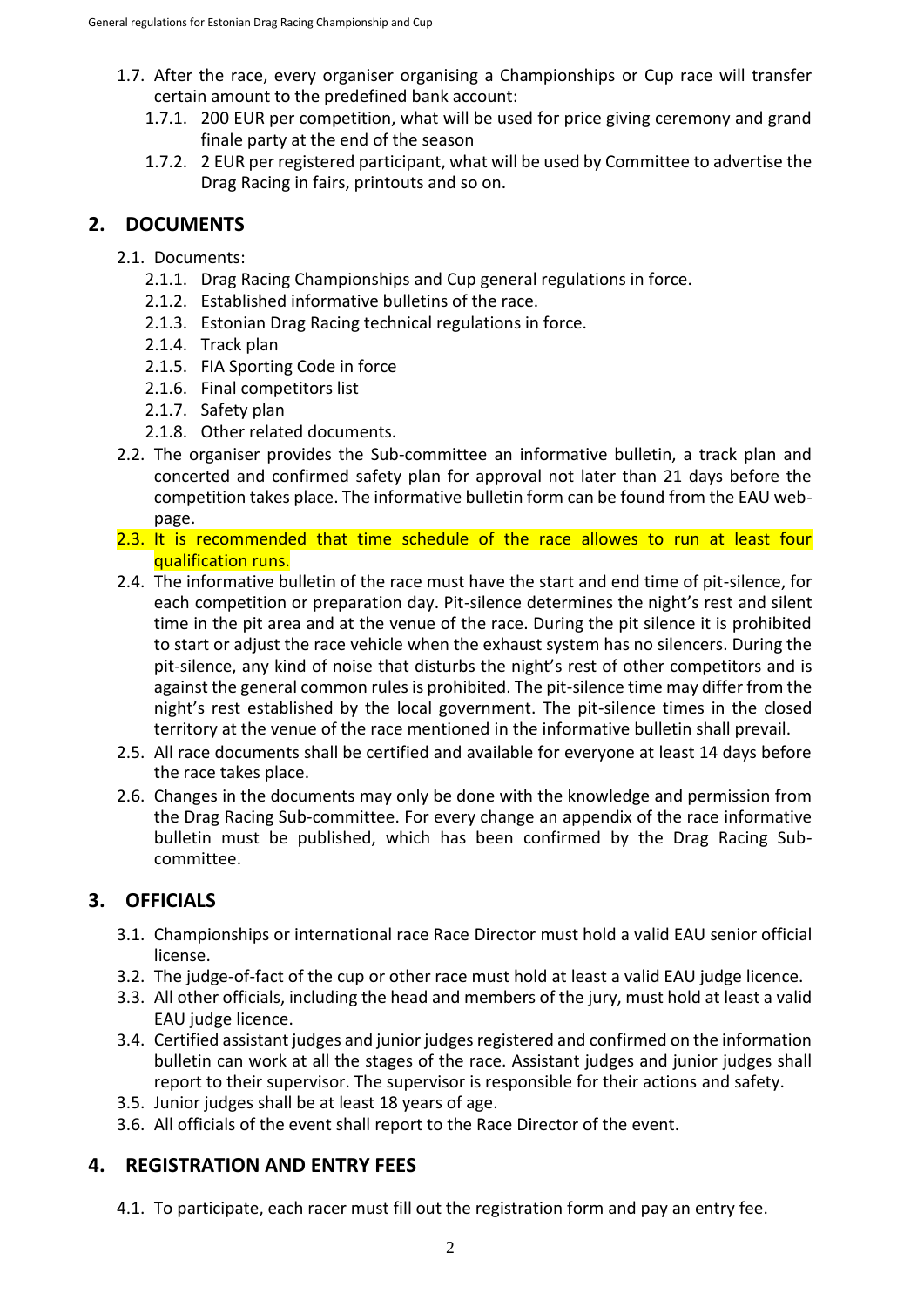1.7. After the race, every organiser organising a Championships or Cup race will transfer certain amount to the predefined bank account:
   1.7.1. 200 EUR per competition, what will be used for price giving ceremony and grand finale party at the end of the season
   1.7.2. 2 EUR per registered participant, what will be used by Committee to advertise the Drag Racing in fairs, printouts and so on.

## 2. DOCUMENTS

2.1. Documents:
   2.1.1. Drag Racing Championships and Cup general regulations in force.
   2.1.2. Established informative bulletins of the race.
   2.1.3. Estonian Drag Racing technical regulations in force.
   2.1.4. Track plan
   2.1.5. FIA Sporting Code in force
   2.1.6. Final competitors list
   2.1.7. Safety plan
   2.1.8. Other related documents.

2.2. The organiser provides the Sub-committee an informative bulletin, a track plan and concerted and confirmed safety plan for approval not later than 21 days before the competition takes place. The informative bulletin form can be found from the EAU web-page.

2.3. It is recommended that time schedule of the race allowes to run at least four qualification runs.

2.4. The informative bulletin of the race must have the start and end time of pit-silence, for each competition or preparation day. Pit-silence determines the night's rest and silent time in the pit area and at the venue of the race. During the pit silence it is prohibited to start or adjust the race vehicle when the exhaust system has no silencers. During the pit-silence, any kind of noise that disturbs the night's rest of other competitors and is against the general common rules is prohibited. The pit-silence time may differ from the night's rest established by the local government. The pit-silence times in the closed territory at the venue of the race mentioned in the informative bulletin shall prevail.

2.5. All race documents shall be certified and available for everyone at least 14 days before the race takes place.

2.6. Changes in the documents may only be done with the knowledge and permission from the Drag Racing Sub-committee. For every change an appendix of the race informative bulletin must be published, which has been confirmed by the Drag Racing Sub-committee.

## 3. OFFICIALS

3.1. Championships or international race Race Director must hold a valid EAU senior official license.

3.2. The judge-of-fact of the cup or other race must hold at least a valid EAU judge licence.

3.3. All other officials, including the head and members of the jury, must hold at least a valid EAU judge licence.

3.4. Certified assistant judges and junior judges registered and confirmed on the information bulletin can work at all the stages of the race. Assistant judges and junior judges shall report to their supervisor. The supervisor is responsible for their actions and safety.

3.5. Junior judges shall be at least 18 years of age.

3.6. All officials of the event shall report to the Race Director of the event.

## 4. REGISTRATION AND ENTRY FEES

4.1. To participate, each racer must fill out the registration form and pay an entry fee.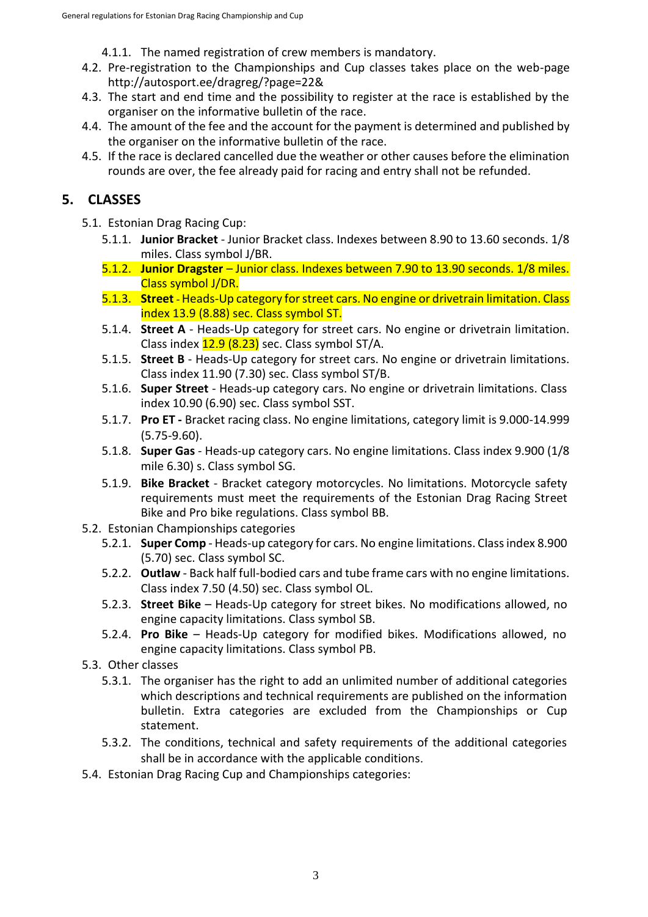4.1.1. The named registration of crew members is mandatory.

4.2. Pre-registration to the Championships and Cup classes takes place on the web-page http://autosport.ee/dragreg/?page=22&

4.3. The start and end time and the possibility to register at the race is established by the organiser on the informative bulletin of the race.

4.4. The amount of the fee and the account for the payment is determined and published by the organiser on the informative bulletin of the race.

4.5. If the race is declared cancelled due the weather or other causes before the elimination rounds are over, the fee already paid for racing and entry shall not be refunded.

## 5. CLASSES

5.1. Estonian Drag Racing Cup:

5.1.1. **Junior Bracket** - Junior Bracket class. Indexes between 8.90 to 13.60 seconds. 1/8 miles. Class symbol J/BR.

5.1.2. **Junior Dragster** – Junior class. Indexes between 7.90 to 13.90 seconds. 1/8 miles. Class symbol J/DR.

5.1.3. **Street** - Heads-Up category for street cars. No engine or drivetrain limitation. Class index 13.9 (8.88) sec. Class symbol ST.

5.1.4. **Street A** - Heads-Up category for street cars. No engine or drivetrain limitation. Class index 12.9 (8.23) sec. Class symbol ST/A.

5.1.5. **Street B** - Heads-Up category for street cars. No engine or drivetrain limitations. Class index 11.90 (7.30) sec. Class symbol ST/B.

5.1.6. **Super Street** - Heads-up category cars. No engine or drivetrain limitations. Class index 10.90 (6.90) sec. Class symbol SST.

5.1.7. **Pro ET -** Bracket racing class. No engine limitations, category limit is 9.000-14.999 (5.75-9.60).

5.1.8. **Super Gas** - Heads-up category cars. No engine limitations. Class index 9.900 (1/8 mile 6.30) s. Class symbol SG.

5.1.9. **Bike Bracket** - Bracket category motorcycles. No limitations. Motorcycle safety requirements must meet the requirements of the Estonian Drag Racing Street Bike and Pro bike regulations. Class symbol BB.

5.2. Estonian Championships categories

5.2.1. **Super Comp** - Heads-up category for cars. No engine limitations. Class index 8.900 (5.70) sec. Class symbol SC.

5.2.2. **Outlaw** - Back half full-bodied cars and tube frame cars with no engine limitations. Class index 7.50 (4.50) sec. Class symbol OL.

5.2.3. **Street Bike** – Heads-Up category for street bikes. No modifications allowed, no engine capacity limitations. Class symbol SB.

5.2.4. **Pro Bike** – Heads-Up category for modified bikes. Modifications allowed, no engine capacity limitations. Class symbol PB.

5.3. Other classes

5.3.1. The organiser has the right to add an unlimited number of additional categories which descriptions and technical requirements are published on the information bulletin. Extra categories are excluded from the Championships or Cup statement.

5.3.2. The conditions, technical and safety requirements of the additional categories shall be in accordance with the applicable conditions.

5.4. Estonian Drag Racing Cup and Championships categories: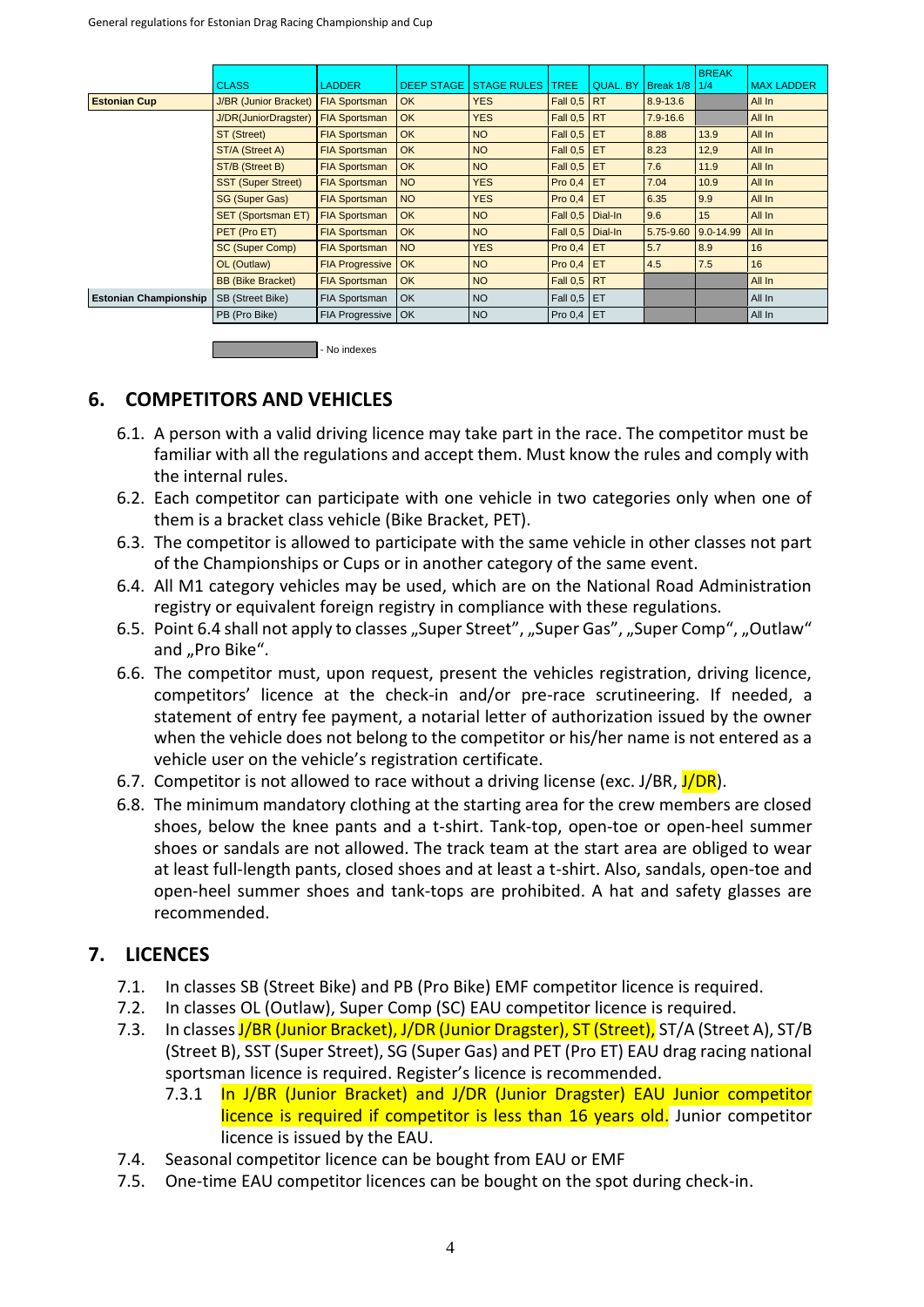| | CLASS | LADDER | DEEP STAGE | STAGE RULES | TREE | QUAL. BY | Break 1/8 | BREAK 1/4 | MAX LADDER |
|---|---|---|---|---|---|---|---|---|---|
| **Estonian Cup** | J/BR (Junior Bracket) | FIA Sportsman | OK | YES | Fall 0,5 | RT | 8.9-13.6 | | All In |
| | J/DR(JuniorDragster) | FIA Sportsman | OK | YES | Fall 0,5 | RT | 7.9-16.6 | | All In |
| | ST (Street) | FIA Sportsman | OK | NO | Fall 0,5 | ET | 8.88 | 13.9 | All In |
| | ST/A (Street A) | FIA Sportsman | OK | NO | Fall 0,5 | ET | 8.23 | 12,9 | All In |
| | ST/B (Street B) | FIA Sportsman | OK | NO | Fall 0,5 | ET | 7.6 | 11.9 | All In |
| | SST (Super Street) | FIA Sportsman | NO | YES | Pro 0,4 | ET | 7.04 | 10.9 | All In |
| | SG (Super Gas) | FIA Sportsman | NO | YES | Pro 0,4 | ET | 6.35 | 9.9 | All In |
| | SET (Sportsman ET) | FIA Sportsman | OK | NO | Fall 0,5 | Dial-In | 9.6 | 15 | All In |
| | PET (Pro ET) | FIA Sportsman | OK | NO | Fall 0,5 | Dial-In | 5.75-9.60 | 9.0-14.99 | All In |
| | SC (Super Comp) | FIA Sportsman | NO | YES | Pro 0,4 | ET | 5.7 | 8.9 | 16 |
| | OL (Outlaw) | FIA Progressive | OK | NO | Pro 0,4 | ET | 4.5 | 7.5 | 16 |
| | BB (Bike Bracket) | FIA Sportsman | OK | NO | Fall 0,5 | RT | | | All In |
| **Estonian Championship** | SB (Street Bike) | FIA Sportsman | OK | NO | Fall 0,5 | ET | | | All In |
| | PB (Pro Bike) | FIA Progressive | OK | NO | Pro 0,4 | ET | | | All In |

- No indexes

## 6. COMPETITORS AND VEHICLES

6.1. A person with a valid driving licence may take part in the race. The competitor must be familiar with all the regulations and accept them. Must know the rules and comply with the internal rules.

6.2. Each competitor can participate with one vehicle in two categories only when one of them is a bracket class vehicle (Bike Bracket, PET).

6.3. The competitor is allowed to participate with the same vehicle in other classes not part of the Championships or Cups or in another category of the same event.

6.4. All M1 category vehicles may be used, which are on the National Road Administration registry or equivalent foreign registry in compliance with these regulations.

6.5. Point 6.4 shall not apply to classes „Super Street", „Super Gas", „Super Comp", „Outlaw" and „Pro Bike".

6.6. The competitor must, upon request, present the vehicles registration, driving licence, competitors' licence at the check-in and/or pre-race scrutineering. If needed, a statement of entry fee payment, a notarial letter of authorization issued by the owner when the vehicle does not belong to the competitor or his/her name is not entered as a vehicle user on the vehicle's registration certificate.

6.7. Competitor is not allowed to race without a driving license (exc. J/BR, J/DR).

6.8. The minimum mandatory clothing at the starting area for the crew members are closed shoes, below the knee pants and a t-shirt. Tank-top, open-toe or open-heel summer shoes or sandals are not allowed. The track team at the start area are obliged to wear at least full-length pants, closed shoes and at least a t-shirt. Also, sandals, open-toe and open-heel summer shoes and tank-tops are prohibited. A hat and safety glasses are recommended.

## 7. LICENCES

7.1. In classes SB (Street Bike) and PB (Pro Bike) EMF competitor licence is required.

7.2. In classes OL (Outlaw), Super Comp (SC) EAU competitor licence is required.

7.3. In classes J/BR (Junior Bracket), J/DR (Junior Dragster), ST (Street), ST/A (Street A), ST/B (Street B), SST (Super Street), SG (Super Gas) and PET (Pro ET) EAU drag racing national sportsman licence is required. Register's licence is recommended.

7.3.1 In J/BR (Junior Bracket) and J/DR (Junior Dragster) EAU Junior competitor licence is required if competitor is less than 16 years old. Junior competitor licence is issued by the EAU.

7.4. Seasonal competitor licence can be bought from EAU or EMF

7.5. One-time EAU competitor licences can be bought on the spot during check-in.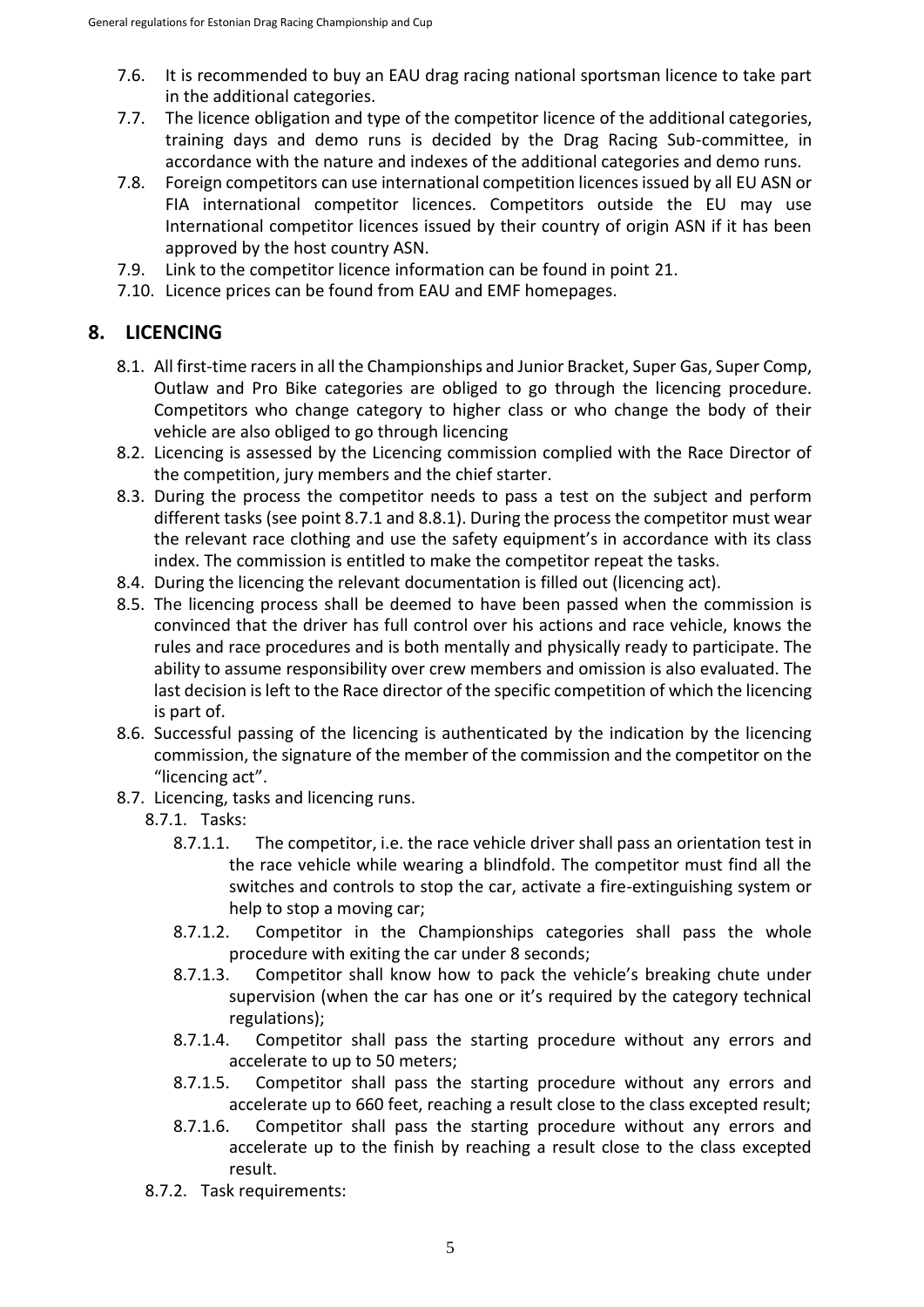- 7.6. It is recommended to buy an EAU drag racing national sportsman licence to take part in the additional categories.
- 7.7. The licence obligation and type of the competitor licence of the additional categories, training days and demo runs is decided by the Drag Racing Sub-committee, in accordance with the nature and indexes of the additional categories and demo runs.
- 7.8. Foreign competitors can use international competition licences issued by all EU ASN or FIA international competitor licences. Competitors outside the EU may use International competitor licences issued by their country of origin ASN if it has been approved by the host country ASN.
- 7.9. Link to the competitor licence information can be found in point 21.
- 7.10. Licence prices can be found from EAU and EMF homepages.

## 8. LICENCING

- 8.1. All first-time racers in all the Championships and Junior Bracket, Super Gas, Super Comp, Outlaw and Pro Bike categories are obliged to go through the licencing procedure. Competitors who change category to higher class or who change the body of their vehicle are also obliged to go through licencing
- 8.2. Licencing is assessed by the Licencing commission complied with the Race Director of the competition, jury members and the chief starter.
- 8.3. During the process the competitor needs to pass a test on the subject and perform different tasks (see point 8.7.1 and 8.8.1). During the process the competitor must wear the relevant race clothing and use the safety equipment's in accordance with its class index. The commission is entitled to make the competitor repeat the tasks.
- 8.4. During the licencing the relevant documentation is filled out (licencing act).
- 8.5. The licencing process shall be deemed to have been passed when the commission is convinced that the driver has full control over his actions and race vehicle, knows the rules and race procedures and is both mentally and physically ready to participate. The ability to assume responsibility over crew members and omission is also evaluated. The last decision is left to the Race director of the specific competition of which the licencing is part of.
- 8.6. Successful passing of the licencing is authenticated by the indication by the licencing commission, the signature of the member of the commission and the competitor on the "licencing act".
- 8.7. Licencing, tasks and licencing runs.
  - 8.7.1. Tasks:
    - 8.7.1.1. The competitor, i.e. the race vehicle driver shall pass an orientation test in the race vehicle while wearing a blindfold. The competitor must find all the switches and controls to stop the car, activate a fire-extinguishing system or help to stop a moving car;
    - 8.7.1.2. Competitor in the Championships categories shall pass the whole procedure with exiting the car under 8 seconds;
    - 8.7.1.3. Competitor shall know how to pack the vehicle's breaking chute under supervision (when the car has one or it's required by the category technical regulations);
    - 8.7.1.4. Competitor shall pass the starting procedure without any errors and accelerate to up to 50 meters;
    - 8.7.1.5. Competitor shall pass the starting procedure without any errors and accelerate up to 660 feet, reaching a result close to the class excepted result;
    - 8.7.1.6. Competitor shall pass the starting procedure without any errors and accelerate up to the finish by reaching a result close to the class excepted result.
  - 8.7.2. Task requirements: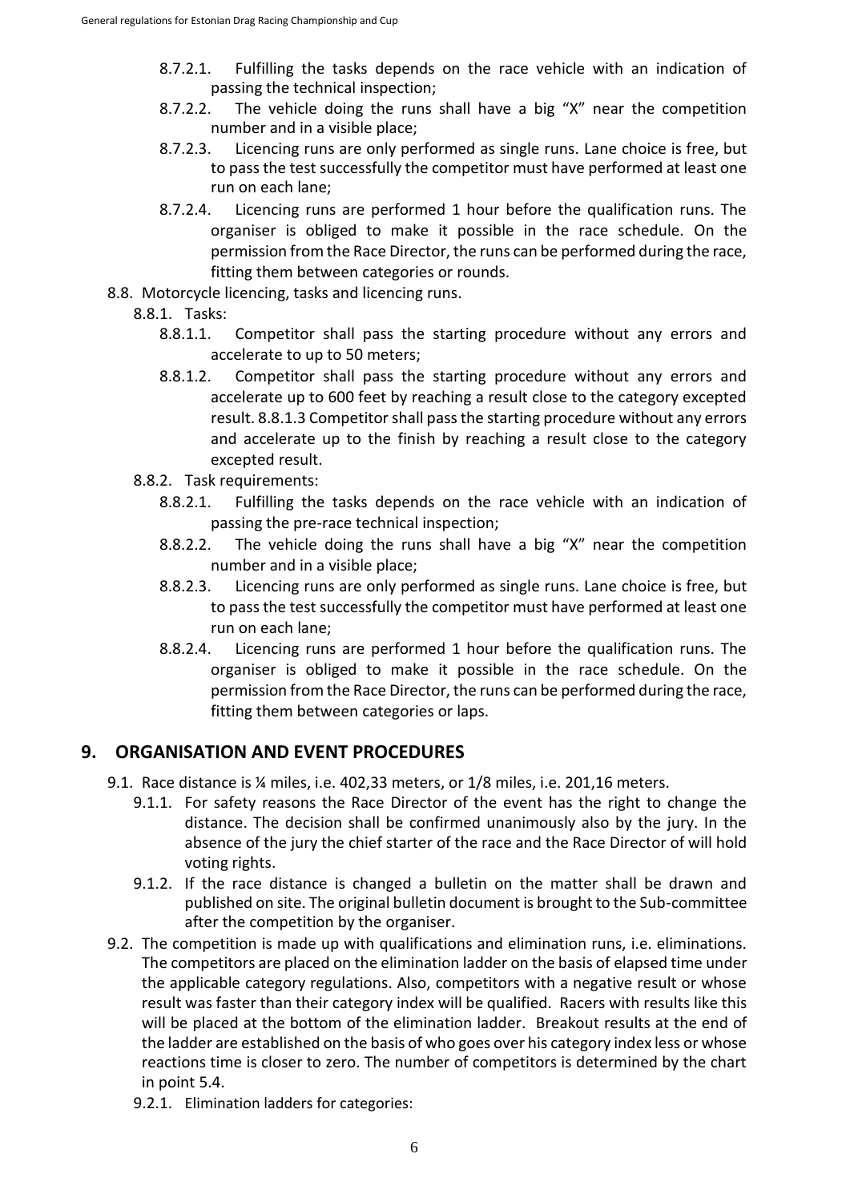- 8.7.2.1. Fulfilling the tasks depends on the race vehicle with an indication of passing the technical inspection;
- 8.7.2.2. The vehicle doing the runs shall have a big "X" near the competition number and in a visible place;
- 8.7.2.3. Licencing runs are only performed as single runs. Lane choice is free, but to pass the test successfully the competitor must have performed at least one run on each lane;
- 8.7.2.4. Licencing runs are performed 1 hour before the qualification runs. The organiser is obliged to make it possible in the race schedule. On the permission from the Race Director, the runs can be performed during the race, fitting them between categories or rounds.

- 8.8. Motorcycle licencing, tasks and licencing runs.
  - 8.8.1. Tasks:
    - 8.8.1.1. Competitor shall pass the starting procedure without any errors and accelerate to up to 50 meters;
    - 8.8.1.2. Competitor shall pass the starting procedure without any errors and accelerate up to 600 feet by reaching a result close to the category excepted result. 8.8.1.3 Competitor shall pass the starting procedure without any errors and accelerate up to the finish by reaching a result close to the category excepted result.
  - 8.8.2. Task requirements:
    - 8.8.2.1. Fulfilling the tasks depends on the race vehicle with an indication of passing the pre-race technical inspection;
    - 8.8.2.2. The vehicle doing the runs shall have a big "X" near the competition number and in a visible place;
    - 8.8.2.3. Licencing runs are only performed as single runs. Lane choice is free, but to pass the test successfully the competitor must have performed at least one run on each lane;
    - 8.8.2.4. Licencing runs are performed 1 hour before the qualification runs. The organiser is obliged to make it possible in the race schedule. On the permission from the Race Director, the runs can be performed during the race, fitting them between categories or laps.

## 9. ORGANISATION AND EVENT PROCEDURES

- 9.1. Race distance is ¼ miles, i.e. 402,33 meters, or 1/8 miles, i.e. 201,16 meters.
  - 9.1.1. For safety reasons the Race Director of the event has the right to change the distance. The decision shall be confirmed unanimously also by the jury. In the absence of the jury the chief starter of the race and the Race Director of will hold voting rights.
  - 9.1.2. If the race distance is changed a bulletin on the matter shall be drawn and published on site. The original bulletin document is brought to the Sub-committee after the competition by the organiser.
- 9.2. The competition is made up with qualifications and elimination runs, i.e. eliminations. The competitors are placed on the elimination ladder on the basis of elapsed time under the applicable category regulations. Also, competitors with a negative result or whose result was faster than their category index will be qualified. Racers with results like this will be placed at the bottom of the elimination ladder. Breakout results at the end of the ladder are established on the basis of who goes over his category index less or whose reactions time is closer to zero. The number of competitors is determined by the chart in point 5.4.
  - 9.2.1. Elimination ladders for categories: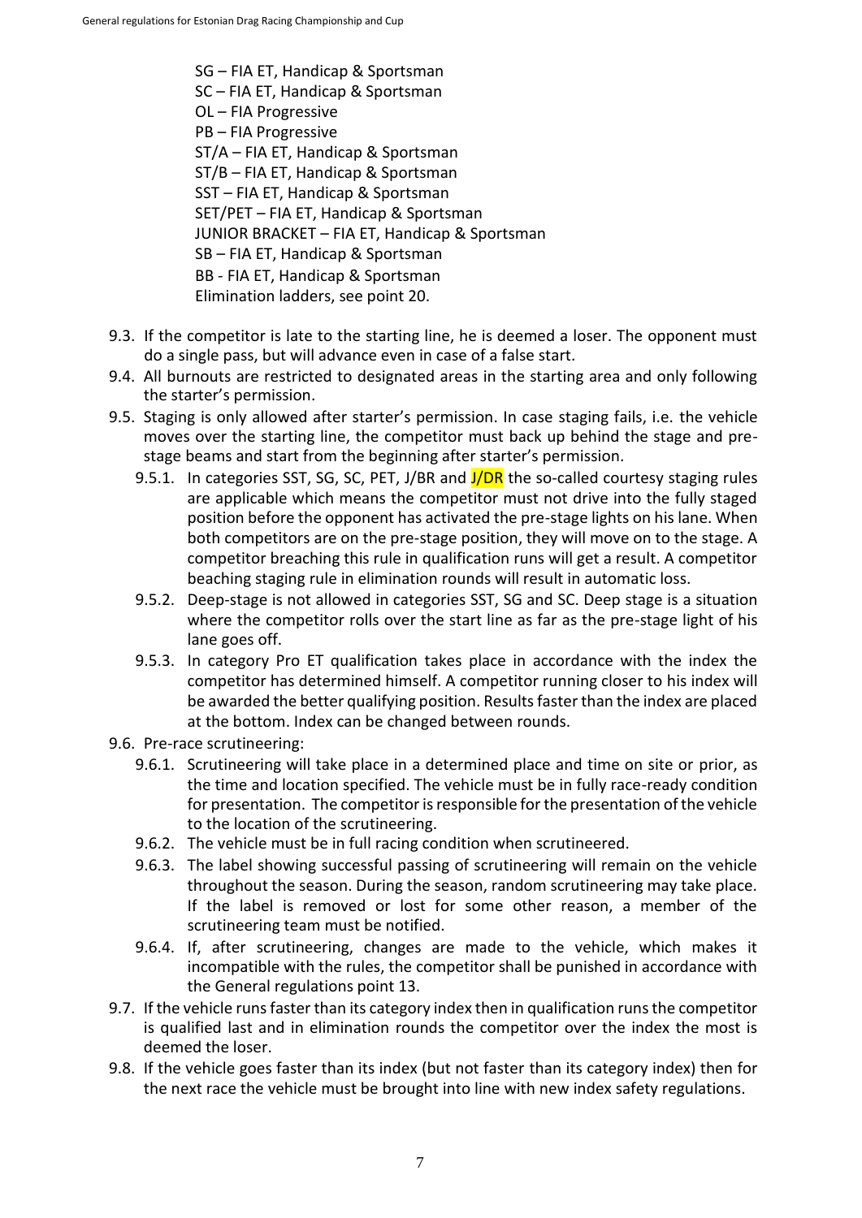SG – FIA ET, Handicap & Sportsman
SC – FIA ET, Handicap & Sportsman
OL – FIA Progressive
PB – FIA Progressive
ST/A – FIA ET, Handicap & Sportsman
ST/B – FIA ET, Handicap & Sportsman
SST – FIA ET, Handicap & Sportsman
SET/PET – FIA ET, Handicap & Sportsman
JUNIOR BRACKET – FIA ET, Handicap & Sportsman
SB – FIA ET, Handicap & Sportsman
BB - FIA ET, Handicap & Sportsman
Elimination ladders, see point 20.

- 9.3. If the competitor is late to the starting line, he is deemed a loser. The opponent must do a single pass, but will advance even in case of a false start.
- 9.4. All burnouts are restricted to designated areas in the starting area and only following the starter's permission.
- 9.5. Staging is only allowed after starter's permission. In case staging fails, i.e. the vehicle moves over the starting line, the competitor must back up behind the stage and pre-stage beams and start from the beginning after starter's permission.
  - 9.5.1. In categories SST, SG, SC, PET, J/BR and J/DR the so-called courtesy staging rules are applicable which means the competitor must not drive into the fully staged position before the opponent has activated the pre-stage lights on his lane. When both competitors are on the pre-stage position, they will move on to the stage. A competitor breaching this rule in qualification runs will get a result. A competitor beaching staging rule in elimination rounds will result in automatic loss.
  - 9.5.2. Deep-stage is not allowed in categories SST, SG and SC. Deep stage is a situation where the competitor rolls over the start line as far as the pre-stage light of his lane goes off.
  - 9.5.3. In category Pro ET qualification takes place in accordance with the index the competitor has determined himself. A competitor running closer to his index will be awarded the better qualifying position. Results faster than the index are placed at the bottom. Index can be changed between rounds.
- 9.6. Pre-race scrutineering:
  - 9.6.1. Scrutineering will take place in a determined place and time on site or prior, as the time and location specified. The vehicle must be in fully race-ready condition for presentation. The competitor is responsible for the presentation of the vehicle to the location of the scrutineering.
  - 9.6.2. The vehicle must be in full racing condition when scrutineered.
  - 9.6.3. The label showing successful passing of scrutineering will remain on the vehicle throughout the season. During the season, random scrutineering may take place. If the label is removed or lost for some other reason, a member of the scrutineering team must be notified.
  - 9.6.4. If, after scrutineering, changes are made to the vehicle, which makes it incompatible with the rules, the competitor shall be punished in accordance with the General regulations point 13.
- 9.7. If the vehicle runs faster than its category index then in qualification runs the competitor is qualified last and in elimination rounds the competitor over the index the most is deemed the loser.
- 9.8. If the vehicle goes faster than its index (but not faster than its category index) then for the next race the vehicle must be brought into line with new index safety regulations.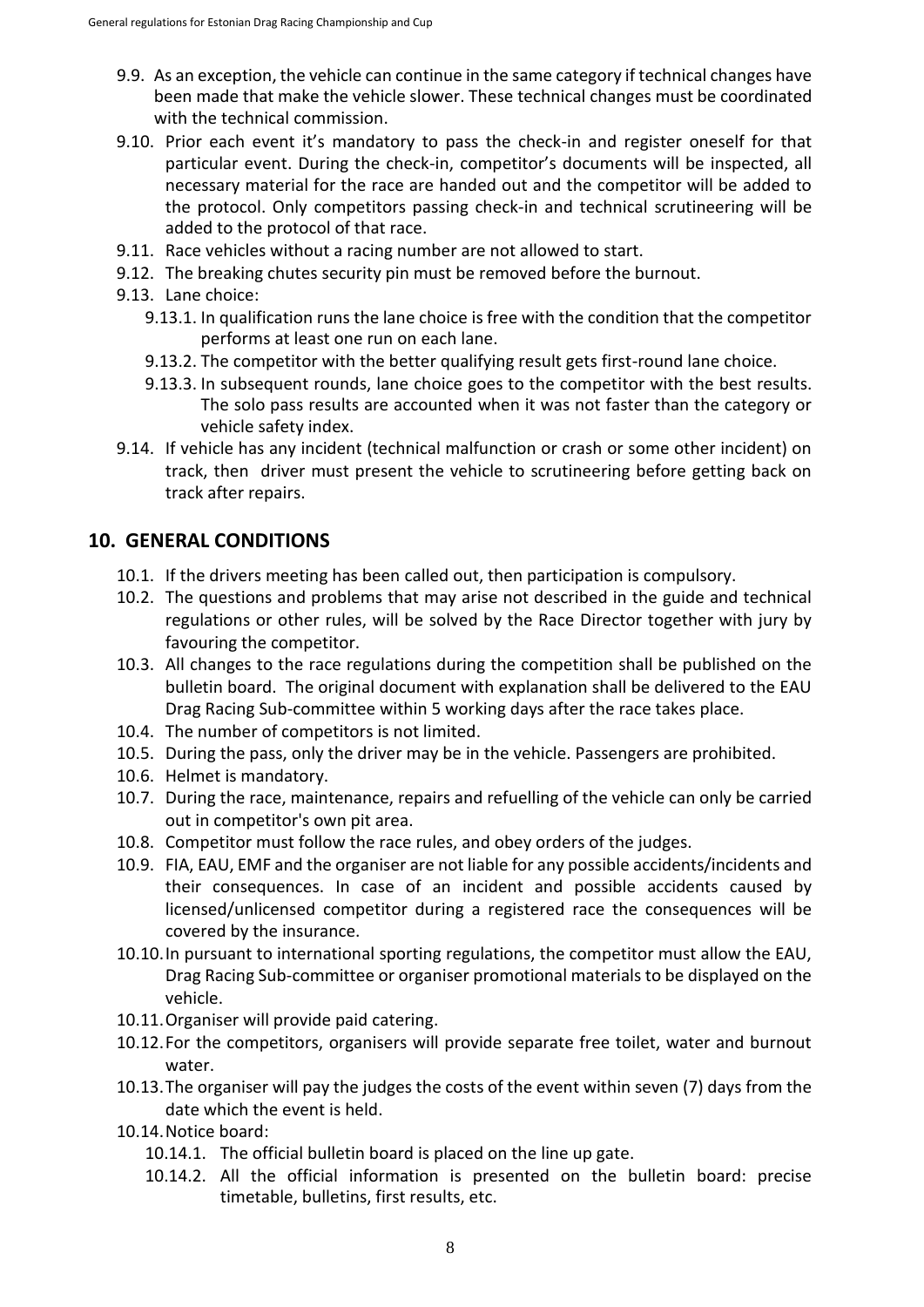9.9. As an exception, the vehicle can continue in the same category if technical changes have been made that make the vehicle slower. These technical changes must be coordinated with the technical commission.

9.10. Prior each event it's mandatory to pass the check-in and register oneself for that particular event. During the check-in, competitor's documents will be inspected, all necessary material for the race are handed out and the competitor will be added to the protocol. Only competitors passing check-in and technical scrutineering will be added to the protocol of that race.

9.11. Race vehicles without a racing number are not allowed to start.

9.12. The breaking chutes security pin must be removed before the burnout.

9.13. Lane choice:

9.13.1. In qualification runs the lane choice is free with the condition that the competitor performs at least one run on each lane.

9.13.2. The competitor with the better qualifying result gets first-round lane choice.

9.13.3. In subsequent rounds, lane choice goes to the competitor with the best results. The solo pass results are accounted when it was not faster than the category or vehicle safety index.

9.14. If vehicle has any incident (technical malfunction or crash or some other incident) on track, then driver must present the vehicle to scrutineering before getting back on track after repairs.

## 10. GENERAL CONDITIONS

10.1. If the drivers meeting has been called out, then participation is compulsory.

10.2. The questions and problems that may arise not described in the guide and technical regulations or other rules, will be solved by the Race Director together with jury by favouring the competitor.

10.3. All changes to the race regulations during the competition shall be published on the bulletin board. The original document with explanation shall be delivered to the EAU Drag Racing Sub-committee within 5 working days after the race takes place.

10.4. The number of competitors is not limited.

10.5. During the pass, only the driver may be in the vehicle. Passengers are prohibited.

10.6. Helmet is mandatory.

10.7. During the race, maintenance, repairs and refuelling of the vehicle can only be carried out in competitor's own pit area.

10.8. Competitor must follow the race rules, and obey orders of the judges.

10.9. FIA, EAU, EMF and the organiser are not liable for any possible accidents/incidents and their consequences. In case of an incident and possible accidents caused by licensed/unlicensed competitor during a registered race the consequences will be covered by the insurance.

10.10. In pursuant to international sporting regulations, the competitor must allow the EAU, Drag Racing Sub-committee or organiser promotional materials to be displayed on the vehicle.

10.11. Organiser will provide paid catering.

10.12. For the competitors, organisers will provide separate free toilet, water and burnout water.

10.13. The organiser will pay the judges the costs of the event within seven (7) days from the date which the event is held.

10.14. Notice board:

10.14.1. The official bulletin board is placed on the line up gate.

10.14.2. All the official information is presented on the bulletin board: precise timetable, bulletins, first results, etc.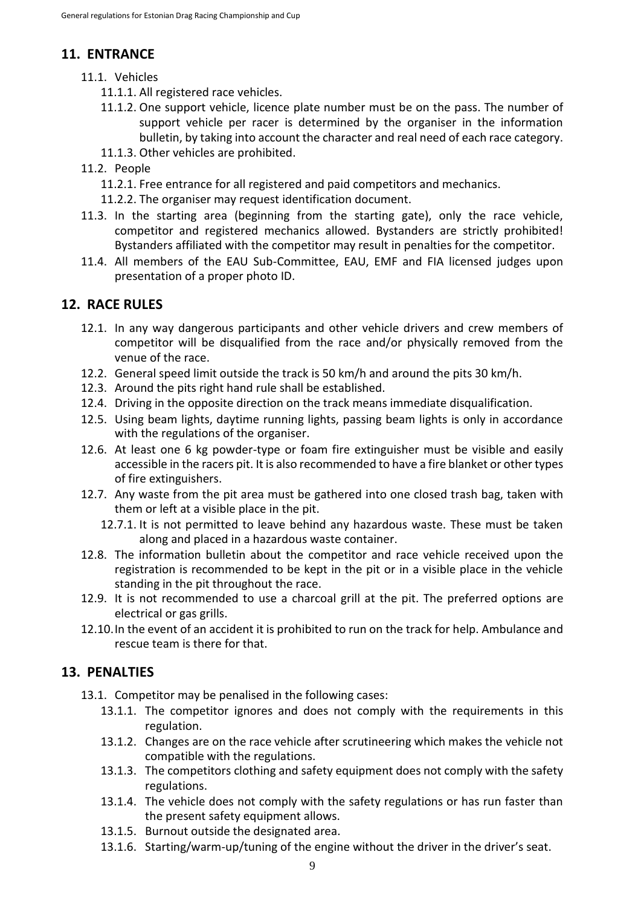## 11. ENTRANCE

- 11.1. Vehicles
  - 11.1.1. All registered race vehicles.
  - 11.1.2. One support vehicle, licence plate number must be on the pass. The number of support vehicle per racer is determined by the organiser in the information bulletin, by taking into account the character and real need of each race category.
  - 11.1.3. Other vehicles are prohibited.
- 11.2. People
  - 11.2.1. Free entrance for all registered and paid competitors and mechanics.
  - 11.2.2. The organiser may request identification document.
- 11.3. In the starting area (beginning from the starting gate), only the race vehicle, competitor and registered mechanics allowed. Bystanders are strictly prohibited! Bystanders affiliated with the competitor may result in penalties for the competitor.
- 11.4. All members of the EAU Sub-Committee, EAU, EMF and FIA licensed judges upon presentation of a proper photo ID.

## 12. RACE RULES

- 12.1. In any way dangerous participants and other vehicle drivers and crew members of competitor will be disqualified from the race and/or physically removed from the venue of the race.
- 12.2. General speed limit outside the track is 50 km/h and around the pits 30 km/h.
- 12.3. Around the pits right hand rule shall be established.
- 12.4. Driving in the opposite direction on the track means immediate disqualification.
- 12.5. Using beam lights, daytime running lights, passing beam lights is only in accordance with the regulations of the organiser.
- 12.6. At least one 6 kg powder-type or foam fire extinguisher must be visible and easily accessible in the racers pit. It is also recommended to have a fire blanket or other types of fire extinguishers.
- 12.7. Any waste from the pit area must be gathered into one closed trash bag, taken with them or left at a visible place in the pit.
  - 12.7.1. It is not permitted to leave behind any hazardous waste. These must be taken along and placed in a hazardous waste container.
- 12.8. The information bulletin about the competitor and race vehicle received upon the registration is recommended to be kept in the pit or in a visible place in the vehicle standing in the pit throughout the race.
- 12.9. It is not recommended to use a charcoal grill at the pit. The preferred options are electrical or gas grills.
- 12.10. In the event of an accident it is prohibited to run on the track for help. Ambulance and rescue team is there for that.

## 13. PENALTIES

- 13.1. Competitor may be penalised in the following cases:
  - 13.1.1. The competitor ignores and does not comply with the requirements in this regulation.
  - 13.1.2. Changes are on the race vehicle after scrutineering which makes the vehicle not compatible with the regulations.
  - 13.1.3. The competitors clothing and safety equipment does not comply with the safety regulations.
  - 13.1.4. The vehicle does not comply with the safety regulations or has run faster than the present safety equipment allows.
  - 13.1.5. Burnout outside the designated area.
  - 13.1.6. Starting/warm-up/tuning of the engine without the driver in the driver's seat.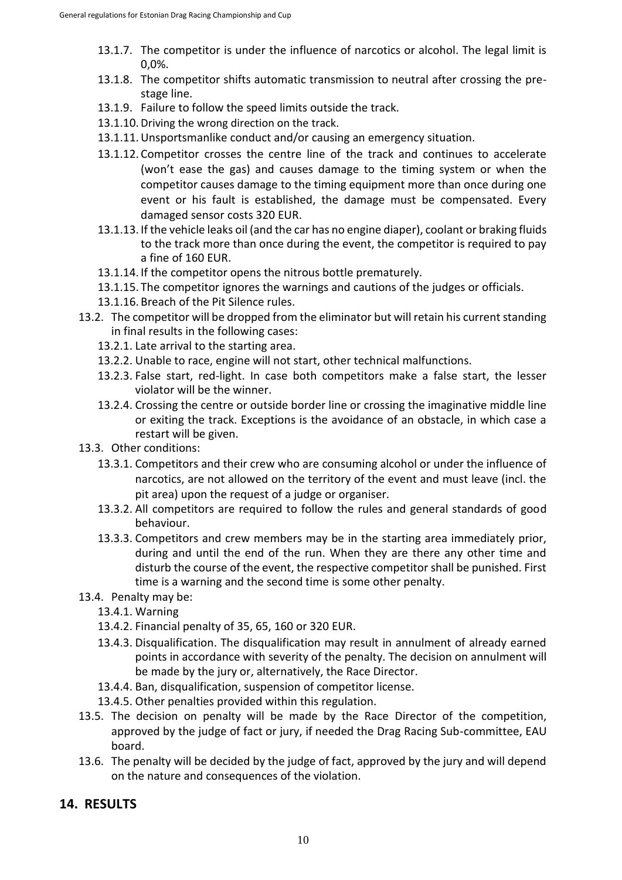- 13.1.7. The competitor is under the influence of narcotics or alcohol. The legal limit is 0,0%.
- 13.1.8. The competitor shifts automatic transmission to neutral after crossing the pre-stage line.
- 13.1.9. Failure to follow the speed limits outside the track.
- 13.1.10. Driving the wrong direction on the track.
- 13.1.11. Unsportsmanlike conduct and/or causing an emergency situation.
- 13.1.12. Competitor crosses the centre line of the track and continues to accelerate (won't ease the gas) and causes damage to the timing system or when the competitor causes damage to the timing equipment more than once during one event or his fault is established, the damage must be compensated. Every damaged sensor costs 320 EUR.
- 13.1.13. If the vehicle leaks oil (and the car has no engine diaper), coolant or braking fluids to the track more than once during the event, the competitor is required to pay a fine of 160 EUR.
- 13.1.14. If the competitor opens the nitrous bottle prematurely.
- 13.1.15. The competitor ignores the warnings and cautions of the judges or officials.
- 13.1.16. Breach of the Pit Silence rules.

13.2. The competitor will be dropped from the eliminator but will retain his current standing in final results in the following cases:

- 13.2.1. Late arrival to the starting area.
- 13.2.2. Unable to race, engine will not start, other technical malfunctions.
- 13.2.3. False start, red-light. In case both competitors make a false start, the lesser violator will be the winner.
- 13.2.4. Crossing the centre or outside border line or crossing the imaginative middle line or exiting the track. Exceptions is the avoidance of an obstacle, in which case a restart will be given.

13.3. Other conditions:

- 13.3.1. Competitors and their crew who are consuming alcohol or under the influence of narcotics, are not allowed on the territory of the event and must leave (incl. the pit area) upon the request of a judge or organiser.
- 13.3.2. All competitors are required to follow the rules and general standards of good behaviour.
- 13.3.3. Competitors and crew members may be in the starting area immediately prior, during and until the end of the run. When they are there any other time and disturb the course of the event, the respective competitor shall be punished. First time is a warning and the second time is some other penalty.

13.4. Penalty may be:

- 13.4.1. Warning
- 13.4.2. Financial penalty of 35, 65, 160 or 320 EUR.
- 13.4.3. Disqualification. The disqualification may result in annulment of already earned points in accordance with severity of the penalty. The decision on annulment will be made by the jury or, alternatively, the Race Director.
- 13.4.4. Ban, disqualification, suspension of competitor license.
- 13.4.5. Other penalties provided within this regulation.

13.5. The decision on penalty will be made by the Race Director of the competition, approved by the judge of fact or jury, if needed the Drag Racing Sub-committee, EAU board.

13.6. The penalty will be decided by the judge of fact, approved by the jury and will depend on the nature and consequences of the violation.

## 14. RESULTS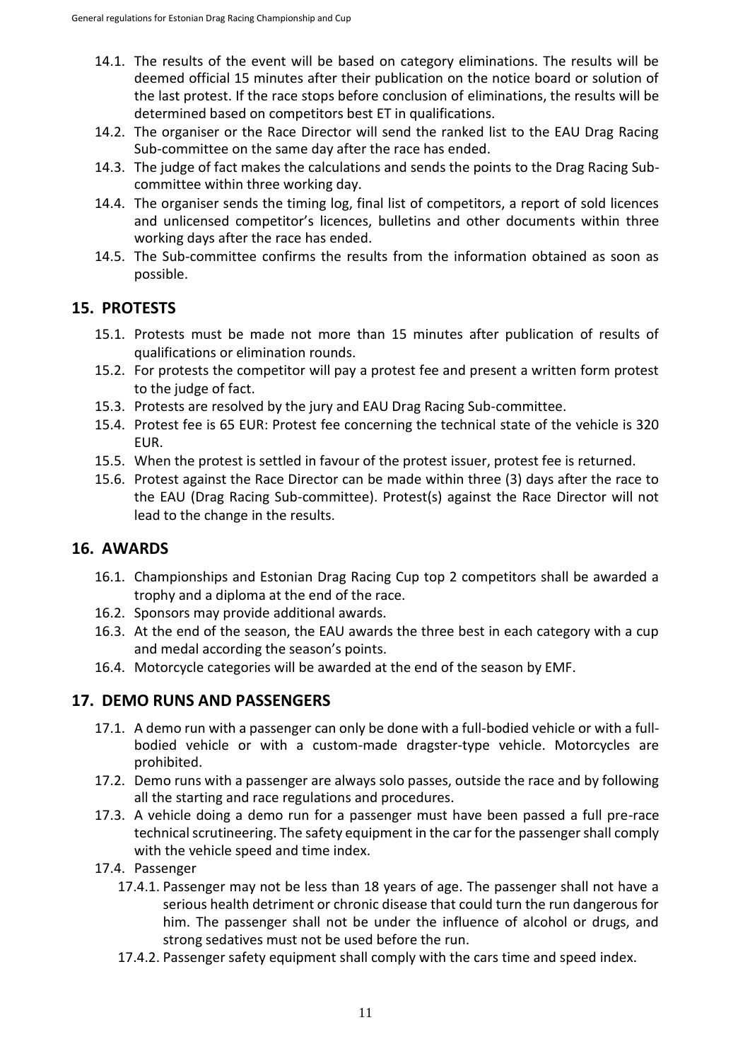14.1. The results of the event will be based on category eliminations. The results will be deemed official 15 minutes after their publication on the notice board or solution of the last protest. If the race stops before conclusion of eliminations, the results will be determined based on competitors best ET in qualifications.

14.2. The organiser or the Race Director will send the ranked list to the EAU Drag Racing Sub-committee on the same day after the race has ended.

14.3. The judge of fact makes the calculations and sends the points to the Drag Racing Sub-committee within three working day.

14.4. The organiser sends the timing log, final list of competitors, a report of sold licences and unlicensed competitor's licences, bulletins and other documents within three working days after the race has ended.

14.5. The Sub-committee confirms the results from the information obtained as soon as possible.

## 15. PROTESTS

15.1. Protests must be made not more than 15 minutes after publication of results of qualifications or elimination rounds.

15.2. For protests the competitor will pay a protest fee and present a written form protest to the judge of fact.

15.3. Protests are resolved by the jury and EAU Drag Racing Sub-committee.

15.4. Protest fee is 65 EUR: Protest fee concerning the technical state of the vehicle is 320 EUR.

15.5. When the protest is settled in favour of the protest issuer, protest fee is returned.

15.6. Protest against the Race Director can be made within three (3) days after the race to the EAU (Drag Racing Sub-committee). Protest(s) against the Race Director will not lead to the change in the results.

## 16. AWARDS

16.1. Championships and Estonian Drag Racing Cup top 2 competitors shall be awarded a trophy and a diploma at the end of the race.

16.2. Sponsors may provide additional awards.

16.3. At the end of the season, the EAU awards the three best in each category with a cup and medal according the season's points.

16.4. Motorcycle categories will be awarded at the end of the season by EMF.

## 17. DEMO RUNS AND PASSENGERS

17.1. A demo run with a passenger can only be done with a full-bodied vehicle or with a full-bodied vehicle or with a custom-made dragster-type vehicle. Motorcycles are prohibited.

17.2. Demo runs with a passenger are always solo passes, outside the race and by following all the starting and race regulations and procedures.

17.3. A vehicle doing a demo run for a passenger must have been passed a full pre-race technical scrutineering. The safety equipment in the car for the passenger shall comply with the vehicle speed and time index.

17.4. Passenger

17.4.1. Passenger may not be less than 18 years of age. The passenger shall not have a serious health detriment or chronic disease that could turn the run dangerous for him. The passenger shall not be under the influence of alcohol or drugs, and strong sedatives must not be used before the run.

17.4.2. Passenger safety equipment shall comply with the cars time and speed index.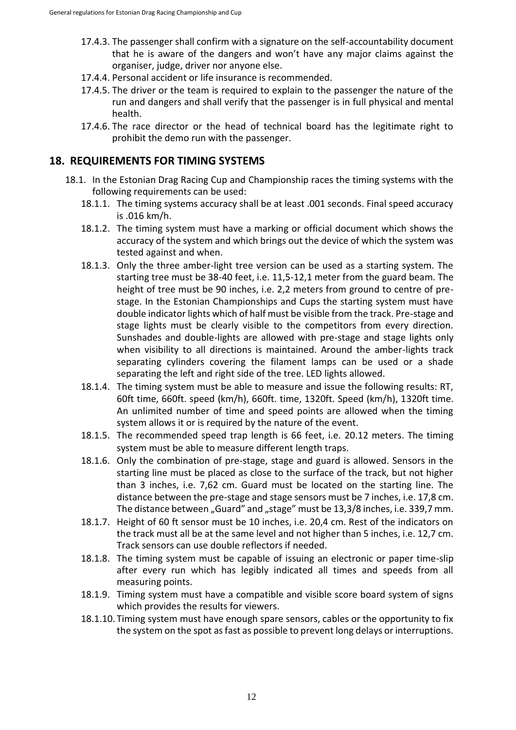17.4.3. The passenger shall confirm with a signature on the self-accountability document that he is aware of the dangers and won't have any major claims against the organiser, judge, driver nor anyone else.

17.4.4. Personal accident or life insurance is recommended.

17.4.5. The driver or the team is required to explain to the passenger the nature of the run and dangers and shall verify that the passenger is in full physical and mental health.

17.4.6. The race director or the head of technical board has the legitimate right to prohibit the demo run with the passenger.

## 18. REQUIREMENTS FOR TIMING SYSTEMS

18.1. In the Estonian Drag Racing Cup and Championship races the timing systems with the following requirements can be used:

18.1.1. The timing systems accuracy shall be at least .001 seconds. Final speed accuracy is .016 km/h.

18.1.2. The timing system must have a marking or official document which shows the accuracy of the system and which brings out the device of which the system was tested against and when.

18.1.3. Only the three amber-light tree version can be used as a starting system. The starting tree must be 38-40 feet, i.e. 11,5-12,1 meter from the guard beam. The height of tree must be 90 inches, i.e. 2,2 meters from ground to centre of pre-stage. In the Estonian Championships and Cups the starting system must have double indicator lights which of half must be visible from the track. Pre-stage and stage lights must be clearly visible to the competitors from every direction. Sunshades and double-lights are allowed with pre-stage and stage lights only when visibility to all directions is maintained. Around the amber-lights track separating cylinders covering the filament lamps can be used or a shade separating the left and right side of the tree. LED lights allowed.

18.1.4. The timing system must be able to measure and issue the following results: RT, 60ft time, 660ft. speed (km/h), 660ft. time, 1320ft. Speed (km/h), 1320ft time. An unlimited number of time and speed points are allowed when the timing system allows it or is required by the nature of the event.

18.1.5. The recommended speed trap length is 66 feet, i.e. 20.12 meters. The timing system must be able to measure different length traps.

18.1.6. Only the combination of pre-stage, stage and guard is allowed. Sensors in the starting line must be placed as close to the surface of the track, but not higher than 3 inches, i.e. 7,62 cm. Guard must be located on the starting line. The distance between the pre-stage and stage sensors must be 7 inches, i.e. 17,8 cm. The distance between „Guard" and „stage" must be 13,3/8 inches, i.e. 339,7 mm.

18.1.7. Height of 60 ft sensor must be 10 inches, i.e. 20,4 cm. Rest of the indicators on the track must all be at the same level and not higher than 5 inches, i.e. 12,7 cm. Track sensors can use double reflectors if needed.

18.1.8. The timing system must be capable of issuing an electronic or paper time-slip after every run which has legibly indicated all times and speeds from all measuring points.

18.1.9. Timing system must have a compatible and visible score board system of signs which provides the results for viewers.

18.1.10. Timing system must have enough spare sensors, cables or the opportunity to fix the system on the spot as fast as possible to prevent long delays or interruptions.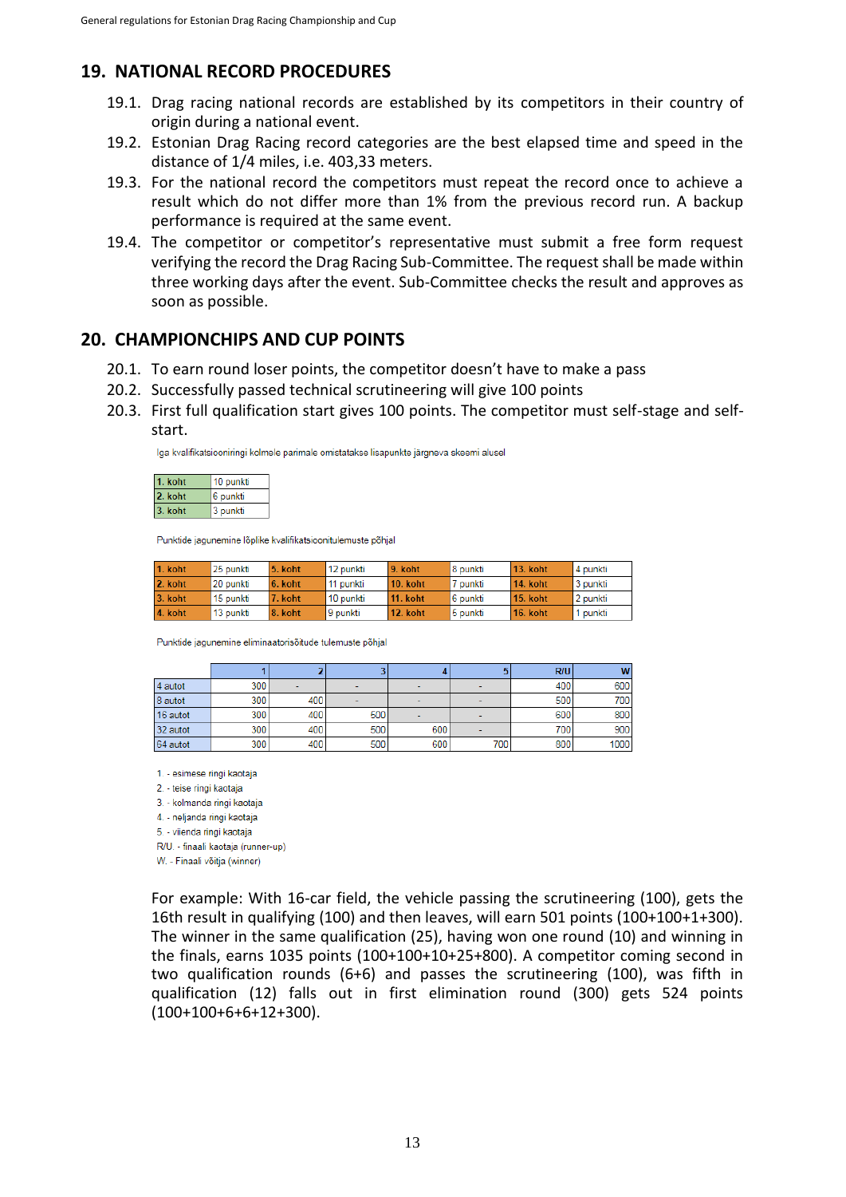## 19. NATIONAL RECORD PROCEDURES

19.1. Drag racing national records are established by its competitors in their country of origin during a national event.

19.2. Estonian Drag Racing record categories are the best elapsed time and speed in the distance of 1/4 miles, i.e. 403,33 meters.

19.3. For the national record the competitors must repeat the record once to achieve a result which do not differ more than 1% from the previous record run. A backup performance is required at the same event.

19.4. The competitor or competitor's representative must submit a free form request verifying the record the Drag Racing Sub-Committee. The request shall be made within three working days after the event. Sub-Committee checks the result and approves as soon as possible.

## 20. CHAMPIONCHIPS AND CUP POINTS

20.1. To earn round loser points, the competitor doesn't have to make a pass

20.2. Successfully passed technical scrutineering will give 100 points

20.3. First full qualification start gives 100 points. The competitor must self-stage and self-start.

Iga kvalifikatsiooniringi kolmele parimale omistatakse lisapunkte järgneva skeemi alusel

| | |
|---|---|
| 1. koht | 10 punkti |
| 2. koht | 6 punkti |
| 3. koht | 3 punkti |

Punktide jagunemine lõplike kvalifikatsioonitulemuste põhjal

| | | | | | | | |
|---|---|---|---|---|---|---|---|
| 1. koht | 25 punkti | 5. koht | 12 punkti | 9. koht | 8 punkti | 13. koht | 4 punkti |
| 2. koht | 20 punkti | 6. koht | 11 punkti | 10. koht | 7 punkti | 14. koht | 3 punkti |
| 3. koht | 15 punkti | 7. koht | 10 punkti | 11. koht | 6 punkti | 15. koht | 2 punkti |
| 4. koht | 13 punkti | 8. koht | 9 punkti | 12. koht | 5 punkti | 16. koht | 1 punkti |

Punktide jagunemine eliminaatorisõitude tulemuste põhjal

| | 1 | 2 | 3 | 4 | 5 | R/U | W |
|---|---|---|---|---|---|---|---|
| 4 autot | 300 | - | - | - | - | 400 | 600 |
| 8 autot | 300 | 400 | - | - | - | 500 | 700 |
| 16 autot | 300 | 400 | 500 | - | - | 600 | 800 |
| 32 autot | 300 | 400 | 500 | 600 | - | 700 | 900 |
| 64 autot | 300 | 400 | 500 | 600 | 700 | 800 | 1000 |

1. - esimese ringi kaotaja
2. - teise ringi kaotaja
3. - kolmanda ringi kaotaja
4. - neljanda ringi kaotaja
5. - viienda ringi kaotaja

R/U. - finaali kaotaja (runner-up)
W. - Finaali võitja (winner)

For example: With 16-car field, the vehicle passing the scrutineering (100), gets the 16th result in qualifying (100) and then leaves, will earn 501 points (100+100+1+300). The winner in the same qualification (25), having won one round (10) and winning in the finals, earns 1035 points (100+100+10+25+800). A competitor coming second in two qualification rounds (6+6) and passes the scrutineering (100), was fifth in qualification (12) falls out in first elimination round (300) gets 524 points (100+100+6+6+12+300).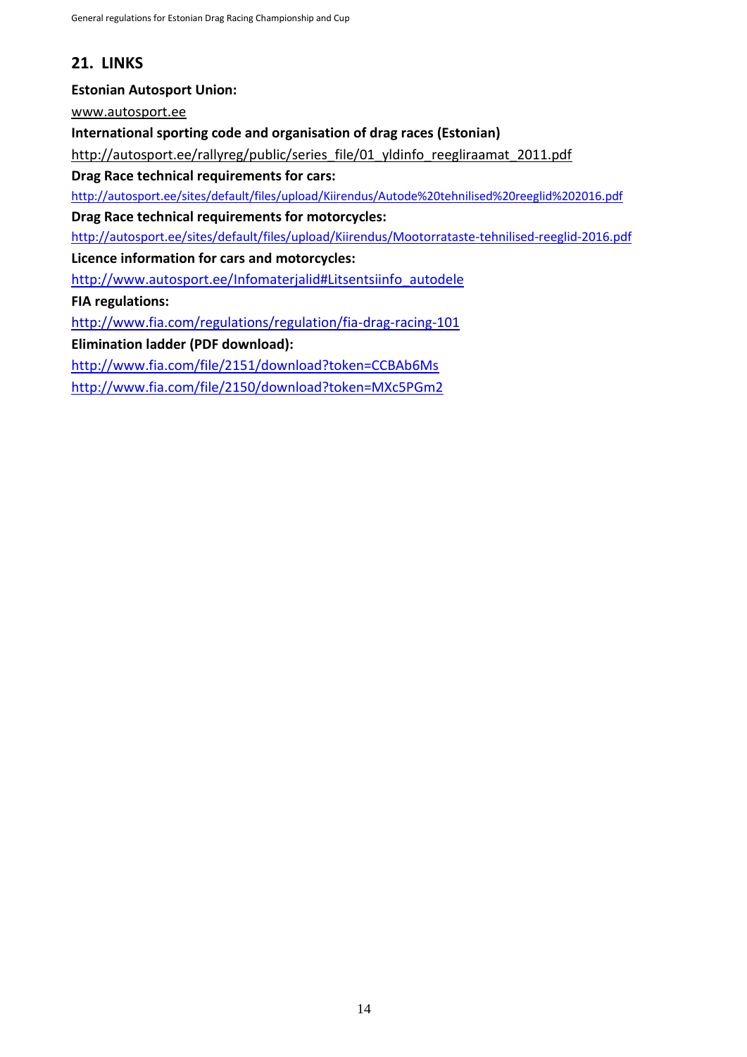## 21. LINKS

**Estonian Autosport Union:**

www.autosport.ee

**International sporting code and organisation of drag races (Estonian)**

http://autosport.ee/rallyreg/public/series_file/01_yldinfo_reegliraamat_2011.pdf

**Drag Race technical requirements for cars:**

http://autosport.ee/sites/default/files/upload/Kiirendus/Autode%20tehnilised%20reeglid%202016.pdf

**Drag Race technical requirements for motorcycles:**

http://autosport.ee/sites/default/files/upload/Kiirendus/Mootorrataste-tehnilised-reeglid-2016.pdf

**Licence information for cars and motorcycles:**

http://www.autosport.ee/Infomaterjalid#Litsentsiinfo_autodele

**FIA regulations:**

http://www.fia.com/regulations/regulation/fia-drag-racing-101

**Elimination ladder (PDF download):**

http://www.fia.com/file/2151/download?token=CCBAb6Ms

http://www.fia.com/file/2150/download?token=MXc5PGm2